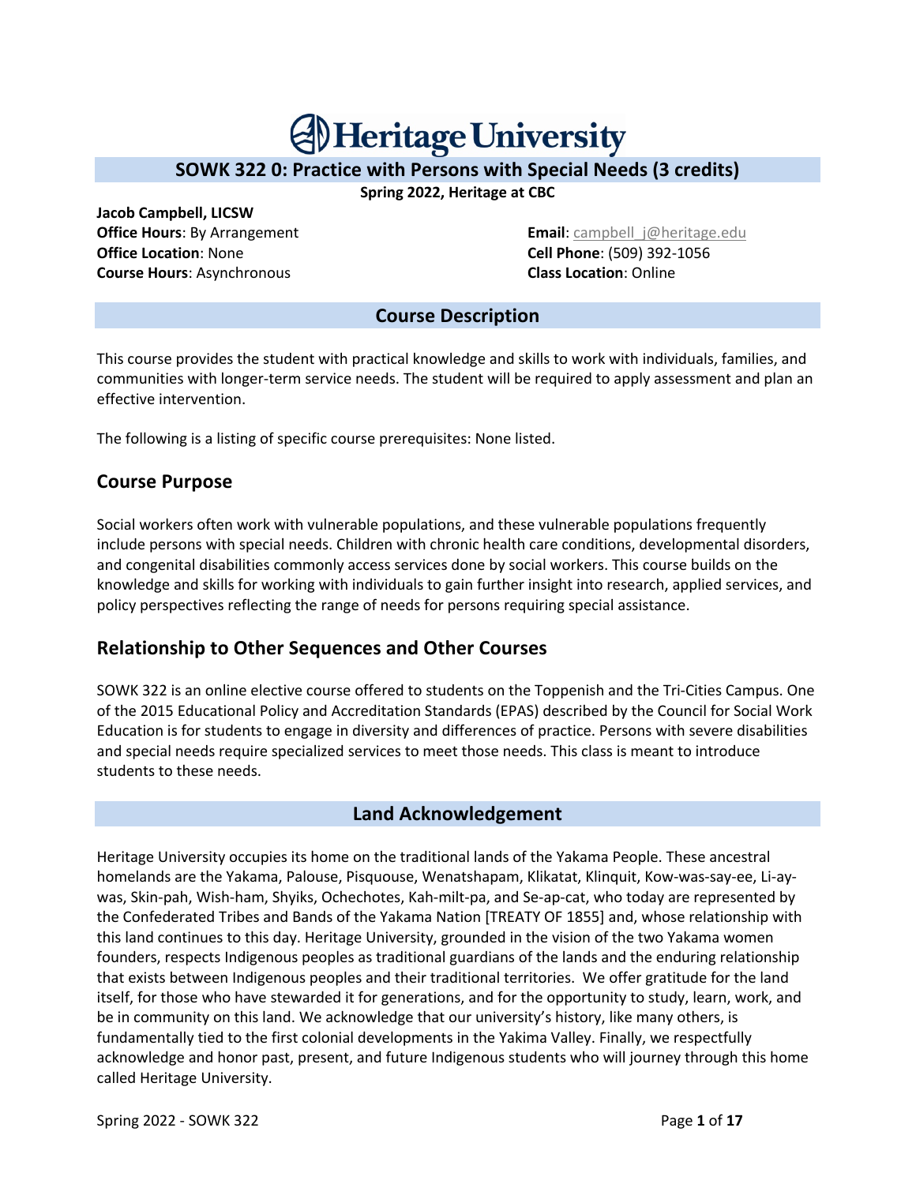# Heritage University

## SOWK 322 0: Practice with Persons with Special Needs (3 credits)

**Spring 2022, Heritage at CBC**

**Jacob Campbell, LICSW**
**Office Hours**: By Arrangement
**Office Location**: None
**Course Hours**: Asynchronous

**Email**: campbell_j@heritage.edu
**Cell Phone**: (509) 392-1056
**Class Location**: Online

## Course Description

This course provides the student with practical knowledge and skills to work with individuals, families, and communities with longer-term service needs. The student will be required to apply assessment and plan an effective intervention.

The following is a listing of specific course prerequisites: None listed.

### Course Purpose

Social workers often work with vulnerable populations, and these vulnerable populations frequently include persons with special needs. Children with chronic health care conditions, developmental disorders, and congenital disabilities commonly access services done by social workers. This course builds on the knowledge and skills for working with individuals to gain further insight into research, applied services, and policy perspectives reflecting the range of needs for persons requiring special assistance.

### Relationship to Other Sequences and Other Courses

SOWK 322 is an online elective course offered to students on the Toppenish and the Tri-Cities Campus. One of the 2015 Educational Policy and Accreditation Standards (EPAS) described by the Council for Social Work Education is for students to engage in diversity and differences of practice. Persons with severe disabilities and special needs require specialized services to meet those needs. This class is meant to introduce students to these needs.

## Land Acknowledgement

Heritage University occupies its home on the traditional lands of the Yakama People. These ancestral homelands are the Yakama, Palouse, Pisquouse, Wenatshapam, Klikatat, Klinquit, Kow-was-say-ee, Li-ay-was, Skin-pah, Wish-ham, Shyiks, Ochechotes, Kah-milt-pa, and Se-ap-cat, who today are represented by the Confederated Tribes and Bands of the Yakama Nation [TREATY OF 1855] and, whose relationship with this land continues to this day. Heritage University, grounded in the vision of the two Yakama women founders, respects Indigenous peoples as traditional guardians of the lands and the enduring relationship that exists between Indigenous peoples and their traditional territories. We offer gratitude for the land itself, for those who have stewarded it for generations, and for the opportunity to study, learn, work, and be in community on this land. We acknowledge that our university's history, like many others, is fundamentally tied to the first colonial developments in the Yakima Valley. Finally, we respectfully acknowledge and honor past, present, and future Indigenous students who will journey through this home called Heritage University.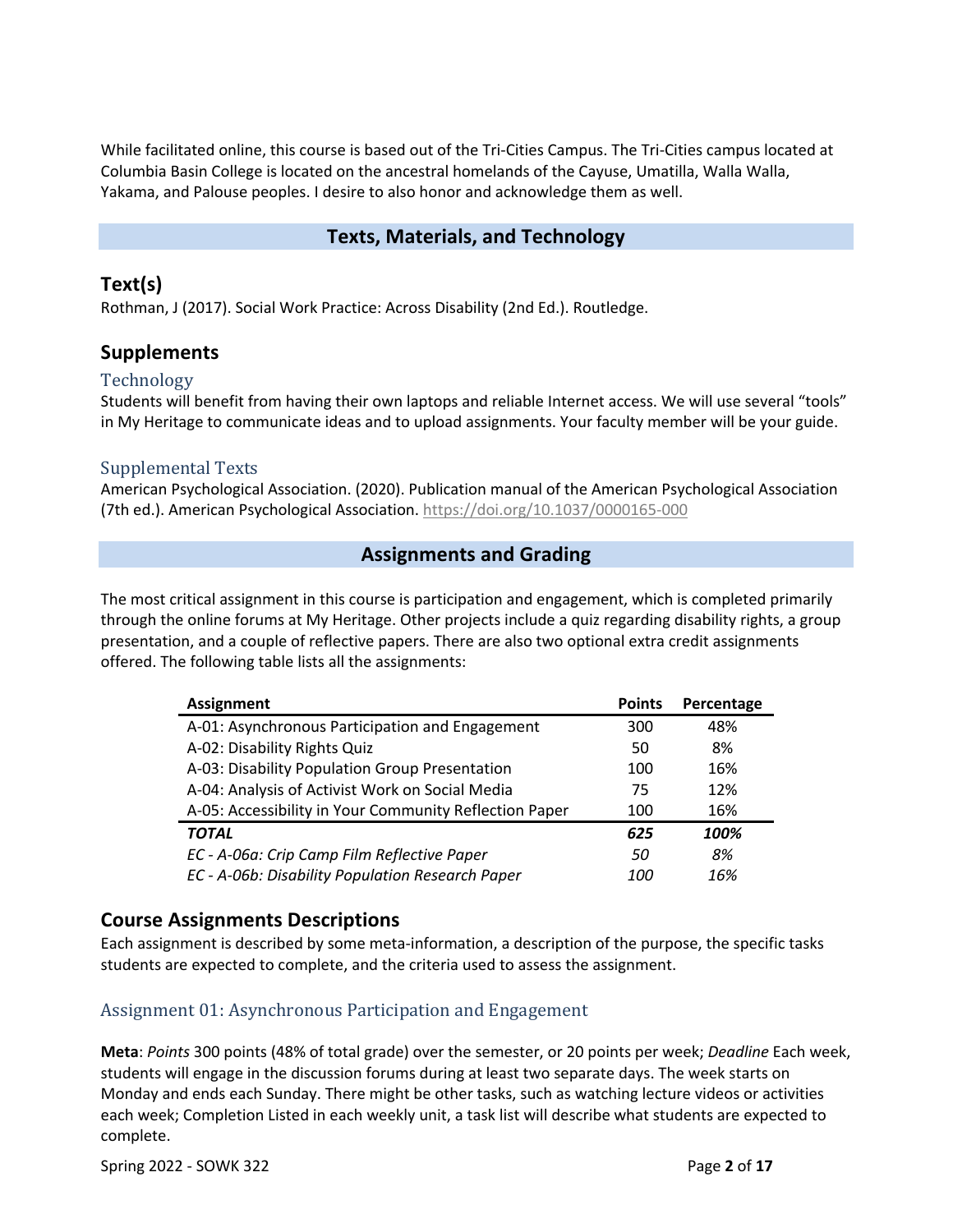While facilitated online, this course is based out of the Tri-Cities Campus. The Tri-Cities campus located at Columbia Basin College is located on the ancestral homelands of the Cayuse, Umatilla, Walla Walla, Yakama, and Palouse peoples. I desire to also honor and acknowledge them as well.

## Texts, Materials, and Technology

### Text(s)

Rothman, J (2017). Social Work Practice: Across Disability (2nd Ed.). Routledge.

### Supplements

#### Technology

Students will benefit from having their own laptops and reliable Internet access. We will use several "tools" in My Heritage to communicate ideas and to upload assignments. Your faculty member will be your guide.

#### Supplemental Texts

American Psychological Association. (2020). Publication manual of the American Psychological Association (7th ed.). American Psychological Association. https://doi.org/10.1037/0000165-000

## Assignments and Grading

The most critical assignment in this course is participation and engagement, which is completed primarily through the online forums at My Heritage. Other projects include a quiz regarding disability rights, a group presentation, and a couple of reflective papers. There are also two optional extra credit assignments offered. The following table lists all the assignments:

| Assignment | Points | Percentage |
|---|---|---|
| A-01: Asynchronous Participation and Engagement | 300 | 48% |
| A-02: Disability Rights Quiz | 50 | 8% |
| A-03: Disability Population Group Presentation | 100 | 16% |
| A-04: Analysis of Activist Work on Social Media | 75 | 12% |
| A-05: Accessibility in Your Community Reflection Paper | 100 | 16% |
| ***TOTAL*** | ***625*** | ***100%*** |
| *EC - A-06a: Crip Camp Film Reflective Paper* | *50* | *8%* |
| *EC - A-06b: Disability Population Research Paper* | *100* | *16%* |

### Course Assignments Descriptions

Each assignment is described by some meta-information, a description of the purpose, the specific tasks students are expected to complete, and the criteria used to assess the assignment.

#### Assignment 01: Asynchronous Participation and Engagement

**Meta**: *Points* 300 points (48% of total grade) over the semester, or 20 points per week; *Deadline* Each week, students will engage in the discussion forums during at least two separate days. The week starts on Monday and ends each Sunday. There might be other tasks, such as watching lecture videos or activities each week; Completion Listed in each weekly unit, a task list will describe what students are expected to complete.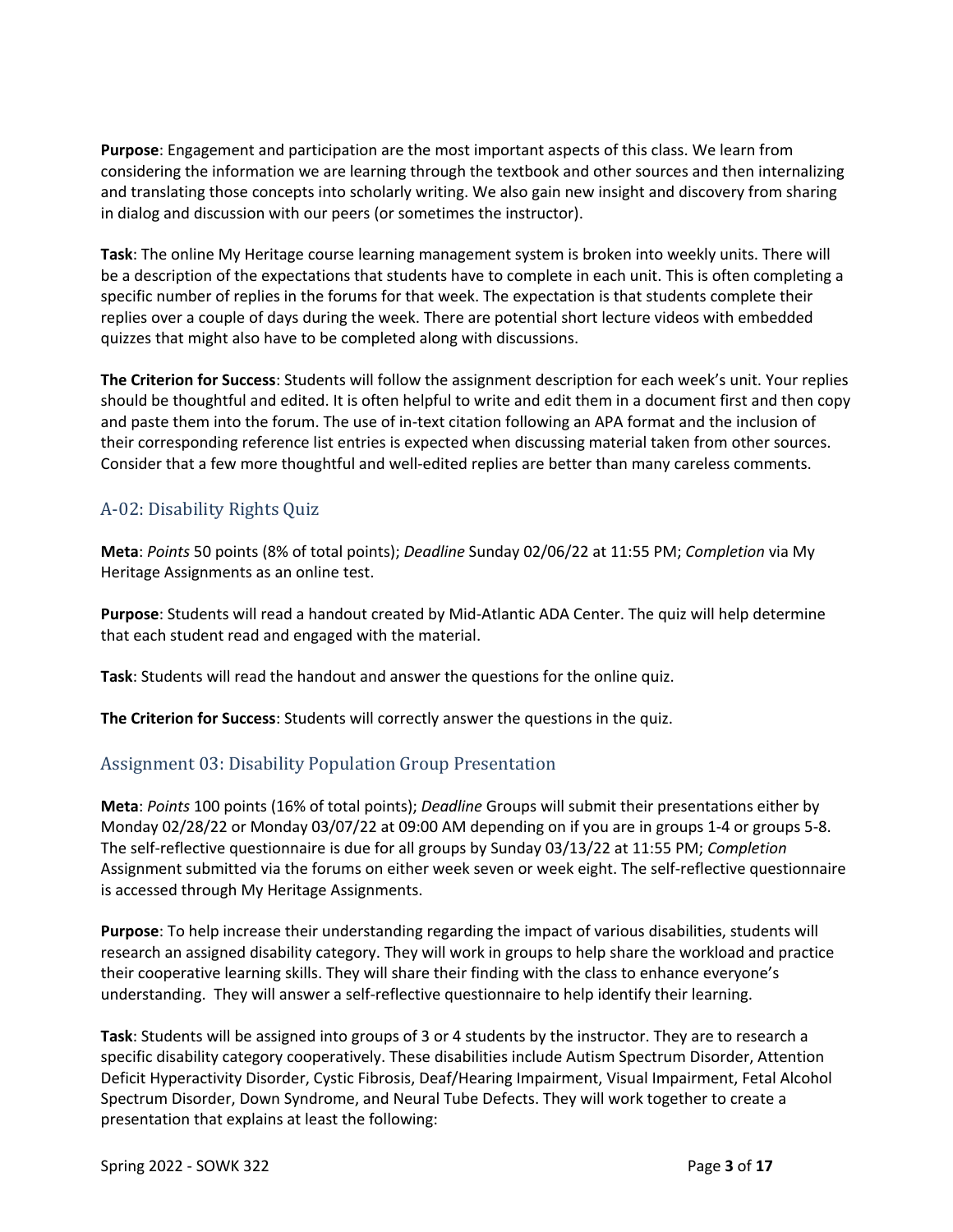**Purpose**: Engagement and participation are the most important aspects of this class. We learn from considering the information we are learning through the textbook and other sources and then internalizing and translating those concepts into scholarly writing. We also gain new insight and discovery from sharing in dialog and discussion with our peers (or sometimes the instructor).

**Task**: The online My Heritage course learning management system is broken into weekly units. There will be a description of the expectations that students have to complete in each unit. This is often completing a specific number of replies in the forums for that week. The expectation is that students complete their replies over a couple of days during the week. There are potential short lecture videos with embedded quizzes that might also have to be completed along with discussions.

**The Criterion for Success**: Students will follow the assignment description for each week's unit. Your replies should be thoughtful and edited. It is often helpful to write and edit them in a document first and then copy and paste them into the forum. The use of in-text citation following an APA format and the inclusion of their corresponding reference list entries is expected when discussing material taken from other sources. Consider that a few more thoughtful and well-edited replies are better than many careless comments.

## A-02: Disability Rights Quiz

**Meta**: *Points* 50 points (8% of total points); *Deadline* Sunday 02/06/22 at 11:55 PM; *Completion* via My Heritage Assignments as an online test.

**Purpose**: Students will read a handout created by Mid-Atlantic ADA Center. The quiz will help determine that each student read and engaged with the material.

**Task**: Students will read the handout and answer the questions for the online quiz.

**The Criterion for Success**: Students will correctly answer the questions in the quiz.

## Assignment 03: Disability Population Group Presentation

**Meta**: *Points* 100 points (16% of total points); *Deadline* Groups will submit their presentations either by Monday 02/28/22 or Monday 03/07/22 at 09:00 AM depending on if you are in groups 1-4 or groups 5-8. The self-reflective questionnaire is due for all groups by Sunday 03/13/22 at 11:55 PM; *Completion* Assignment submitted via the forums on either week seven or week eight. The self-reflective questionnaire is accessed through My Heritage Assignments.

**Purpose**: To help increase their understanding regarding the impact of various disabilities, students will research an assigned disability category. They will work in groups to help share the workload and practice their cooperative learning skills. They will share their finding with the class to enhance everyone's understanding. They will answer a self-reflective questionnaire to help identify their learning.

**Task**: Students will be assigned into groups of 3 or 4 students by the instructor. They are to research a specific disability category cooperatively. These disabilities include Autism Spectrum Disorder, Attention Deficit Hyperactivity Disorder, Cystic Fibrosis, Deaf/Hearing Impairment, Visual Impairment, Fetal Alcohol Spectrum Disorder, Down Syndrome, and Neural Tube Defects. They will work together to create a presentation that explains at least the following: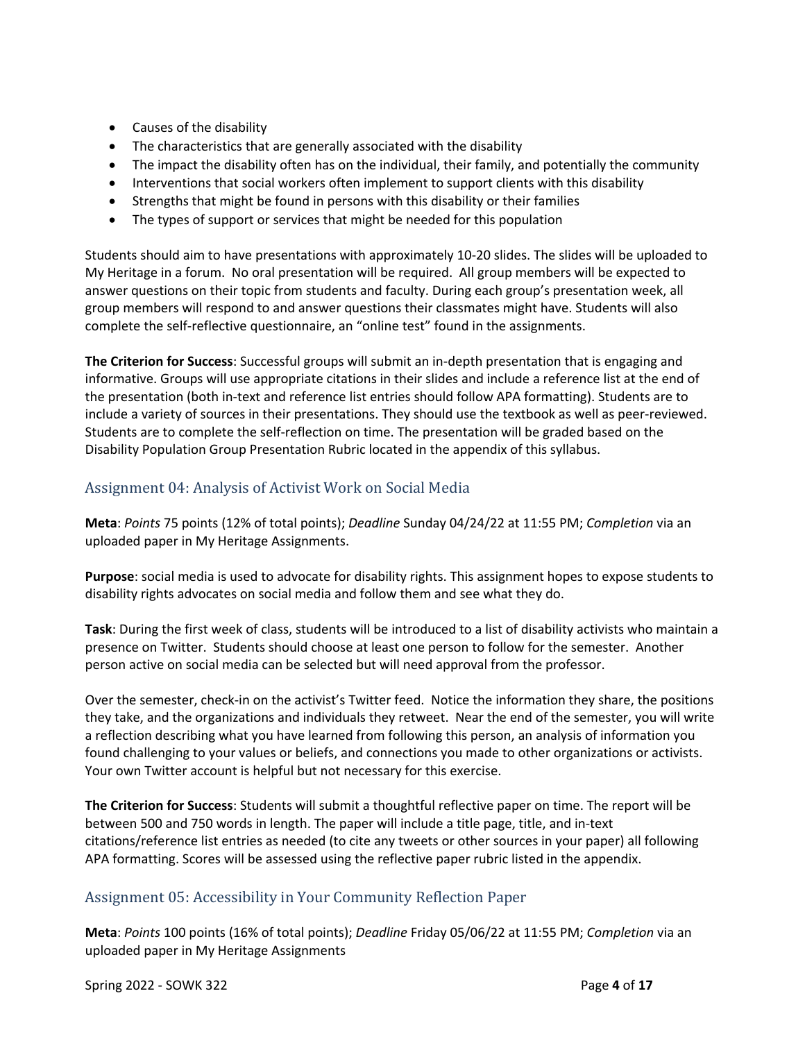- Causes of the disability
- The characteristics that are generally associated with the disability
- The impact the disability often has on the individual, their family, and potentially the community
- Interventions that social workers often implement to support clients with this disability
- Strengths that might be found in persons with this disability or their families
- The types of support or services that might be needed for this population

Students should aim to have presentations with approximately 10-20 slides. The slides will be uploaded to My Heritage in a forum. No oral presentation will be required. All group members will be expected to answer questions on their topic from students and faculty. During each group's presentation week, all group members will respond to and answer questions their classmates might have. Students will also complete the self-reflective questionnaire, an "online test" found in the assignments.

**The Criterion for Success**: Successful groups will submit an in-depth presentation that is engaging and informative. Groups will use appropriate citations in their slides and include a reference list at the end of the presentation (both in-text and reference list entries should follow APA formatting). Students are to include a variety of sources in their presentations. They should use the textbook as well as peer-reviewed. Students are to complete the self-reflection on time. The presentation will be graded based on the Disability Population Group Presentation Rubric located in the appendix of this syllabus.

## Assignment 04: Analysis of Activist Work on Social Media

**Meta**: *Points* 75 points (12% of total points); *Deadline* Sunday 04/24/22 at 11:55 PM; *Completion* via an uploaded paper in My Heritage Assignments.

**Purpose**: social media is used to advocate for disability rights. This assignment hopes to expose students to disability rights advocates on social media and follow them and see what they do.

**Task**: During the first week of class, students will be introduced to a list of disability activists who maintain a presence on Twitter. Students should choose at least one person to follow for the semester. Another person active on social media can be selected but will need approval from the professor.

Over the semester, check-in on the activist's Twitter feed. Notice the information they share, the positions they take, and the organizations and individuals they retweet. Near the end of the semester, you will write a reflection describing what you have learned from following this person, an analysis of information you found challenging to your values or beliefs, and connections you made to other organizations or activists. Your own Twitter account is helpful but not necessary for this exercise.

**The Criterion for Success**: Students will submit a thoughtful reflective paper on time. The report will be between 500 and 750 words in length. The paper will include a title page, title, and in-text citations/reference list entries as needed (to cite any tweets or other sources in your paper) all following APA formatting. Scores will be assessed using the reflective paper rubric listed in the appendix.

## Assignment 05: Accessibility in Your Community Reflection Paper

**Meta**: *Points* 100 points (16% of total points); *Deadline* Friday 05/06/22 at 11:55 PM; *Completion* via an uploaded paper in My Heritage Assignments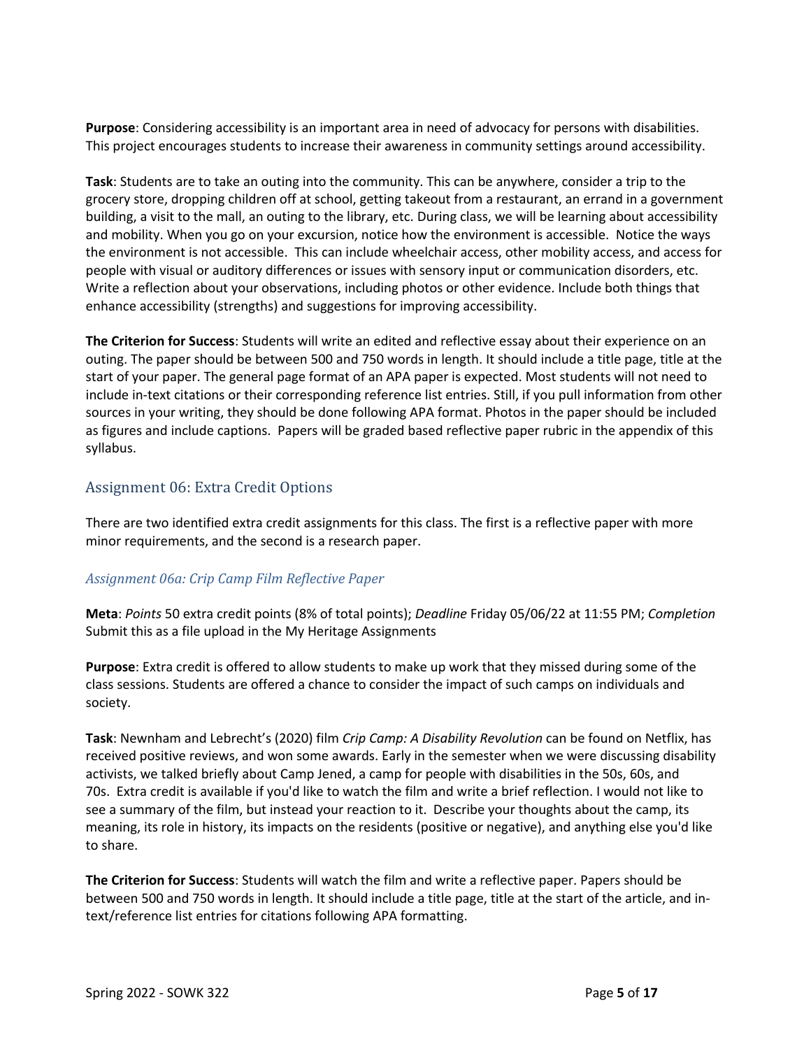**Purpose**: Considering accessibility is an important area in need of advocacy for persons with disabilities. This project encourages students to increase their awareness in community settings around accessibility.

**Task**: Students are to take an outing into the community. This can be anywhere, consider a trip to the grocery store, dropping children off at school, getting takeout from a restaurant, an errand in a government building, a visit to the mall, an outing to the library, etc. During class, we will be learning about accessibility and mobility. When you go on your excursion, notice how the environment is accessible. Notice the ways the environment is not accessible. This can include wheelchair access, other mobility access, and access for people with visual or auditory differences or issues with sensory input or communication disorders, etc. Write a reflection about your observations, including photos or other evidence. Include both things that enhance accessibility (strengths) and suggestions for improving accessibility.

**The Criterion for Success**: Students will write an edited and reflective essay about their experience on an outing. The paper should be between 500 and 750 words in length. It should include a title page, title at the start of your paper. The general page format of an APA paper is expected. Most students will not need to include in-text citations or their corresponding reference list entries. Still, if you pull information from other sources in your writing, they should be done following APA format. Photos in the paper should be included as figures and include captions. Papers will be graded based reflective paper rubric in the appendix of this syllabus.

## Assignment 06: Extra Credit Options

There are two identified extra credit assignments for this class. The first is a reflective paper with more minor requirements, and the second is a research paper.

### *Assignment 06a: Crip Camp Film Reflective Paper*

**Meta**: *Points* 50 extra credit points (8% of total points); *Deadline* Friday 05/06/22 at 11:55 PM; *Completion* Submit this as a file upload in the My Heritage Assignments

**Purpose**: Extra credit is offered to allow students to make up work that they missed during some of the class sessions. Students are offered a chance to consider the impact of such camps on individuals and society.

**Task**: Newnham and Lebrecht's (2020) film *Crip Camp: A Disability Revolution* can be found on Netflix, has received positive reviews, and won some awards. Early in the semester when we were discussing disability activists, we talked briefly about Camp Jened, a camp for people with disabilities in the 50s, 60s, and 70s. Extra credit is available if you'd like to watch the film and write a brief reflection. I would not like to see a summary of the film, but instead your reaction to it. Describe your thoughts about the camp, its meaning, its role in history, its impacts on the residents (positive or negative), and anything else you'd like to share.

**The Criterion for Success**: Students will watch the film and write a reflective paper. Papers should be between 500 and 750 words in length. It should include a title page, title at the start of the article, and in-text/reference list entries for citations following APA formatting.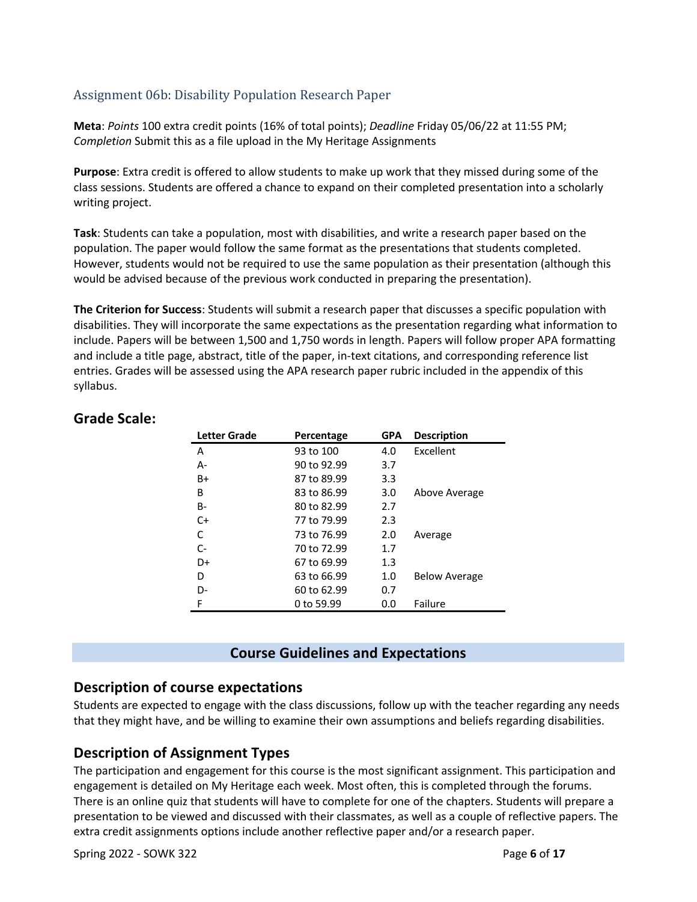### Assignment 06b: Disability Population Research Paper

**Meta**: *Points* 100 extra credit points (16% of total points); *Deadline* Friday 05/06/22 at 11:55 PM; *Completion* Submit this as a file upload in the My Heritage Assignments

**Purpose**: Extra credit is offered to allow students to make up work that they missed during some of the class sessions. Students are offered a chance to expand on their completed presentation into a scholarly writing project.

**Task**: Students can take a population, most with disabilities, and write a research paper based on the population. The paper would follow the same format as the presentations that students completed. However, students would not be required to use the same population as their presentation (although this would be advised because of the previous work conducted in preparing the presentation).

**The Criterion for Success**: Students will submit a research paper that discusses a specific population with disabilities. They will incorporate the same expectations as the presentation regarding what information to include. Papers will be between 1,500 and 1,750 words in length. Papers will follow proper APA formatting and include a title page, abstract, title of the paper, in-text citations, and corresponding reference list entries. Grades will be assessed using the APA research paper rubric included in the appendix of this syllabus.

## Grade Scale:

| Letter Grade | Percentage | GPA | Description |
|---|---|---|---|
| A | 93 to 100 | 4.0 | Excellent |
| A- | 90 to 92.99 | 3.7 | |
| B+ | 87 to 89.99 | 3.3 | |
| B | 83 to 86.99 | 3.0 | Above Average |
| B- | 80 to 82.99 | 2.7 | |
| C+ | 77 to 79.99 | 2.3 | |
| C | 73 to 76.99 | 2.0 | Average |
| C- | 70 to 72.99 | 1.7 | |
| D+ | 67 to 69.99 | 1.3 | |
| D | 63 to 66.99 | 1.0 | Below Average |
| D- | 60 to 62.99 | 0.7 | |
| F | 0 to 59.99 | 0.0 | Failure |

# Course Guidelines and Expectations

## Description of course expectations

Students are expected to engage with the class discussions, follow up with the teacher regarding any needs that they might have, and be willing to examine their own assumptions and beliefs regarding disabilities.

## Description of Assignment Types

The participation and engagement for this course is the most significant assignment. This participation and engagement is detailed on My Heritage each week. Most often, this is completed through the forums. There is an online quiz that students will have to complete for one of the chapters. Students will prepare a presentation to be viewed and discussed with their classmates, as well as a couple of reflective papers. The extra credit assignments options include another reflective paper and/or a research paper.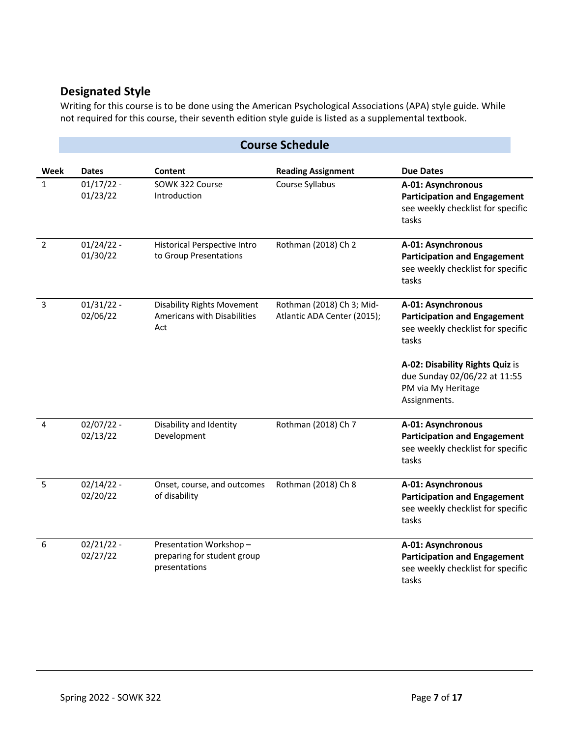## Designated Style

Writing for this course is to be done using the American Psychological Associations (APA) style guide. While not required for this course, their seventh edition style guide is listed as a supplemental textbook.

## Course Schedule

| Week | Dates | Content | Reading Assignment | Due Dates |
|---|---|---|---|---|
| 1 | 01/17/22 - 01/23/22 | SOWK 322 Course Introduction | Course Syllabus | **A-01: Asynchronous Participation and Engagement** see weekly checklist for specific tasks |
| 2 | 01/24/22 - 01/30/22 | Historical Perspective Intro to Group Presentations | Rothman (2018) Ch 2 | **A-01: Asynchronous Participation and Engagement** see weekly checklist for specific tasks |
| 3 | 01/31/22 - 02/06/22 | Disability Rights Movement Americans with Disabilities Act | Rothman (2018) Ch 3; Mid-Atlantic ADA Center (2015); | **A-01: Asynchronous Participation and Engagement** see weekly checklist for specific tasks<br><br>**A-02: Disability Rights Quiz** is due Sunday 02/06/22 at 11:55 PM via My Heritage Assignments. |
| 4 | 02/07/22 - 02/13/22 | Disability and Identity Development | Rothman (2018) Ch 7 | **A-01: Asynchronous Participation and Engagement** see weekly checklist for specific tasks |
| 5 | 02/14/22 - 02/20/22 | Onset, course, and outcomes of disability | Rothman (2018) Ch 8 | **A-01: Asynchronous Participation and Engagement** see weekly checklist for specific tasks |
| 6 | 02/21/22 - 02/27/22 | Presentation Workshop – preparing for student group presentations | | **A-01: Asynchronous Participation and Engagement** see weekly checklist for specific tasks |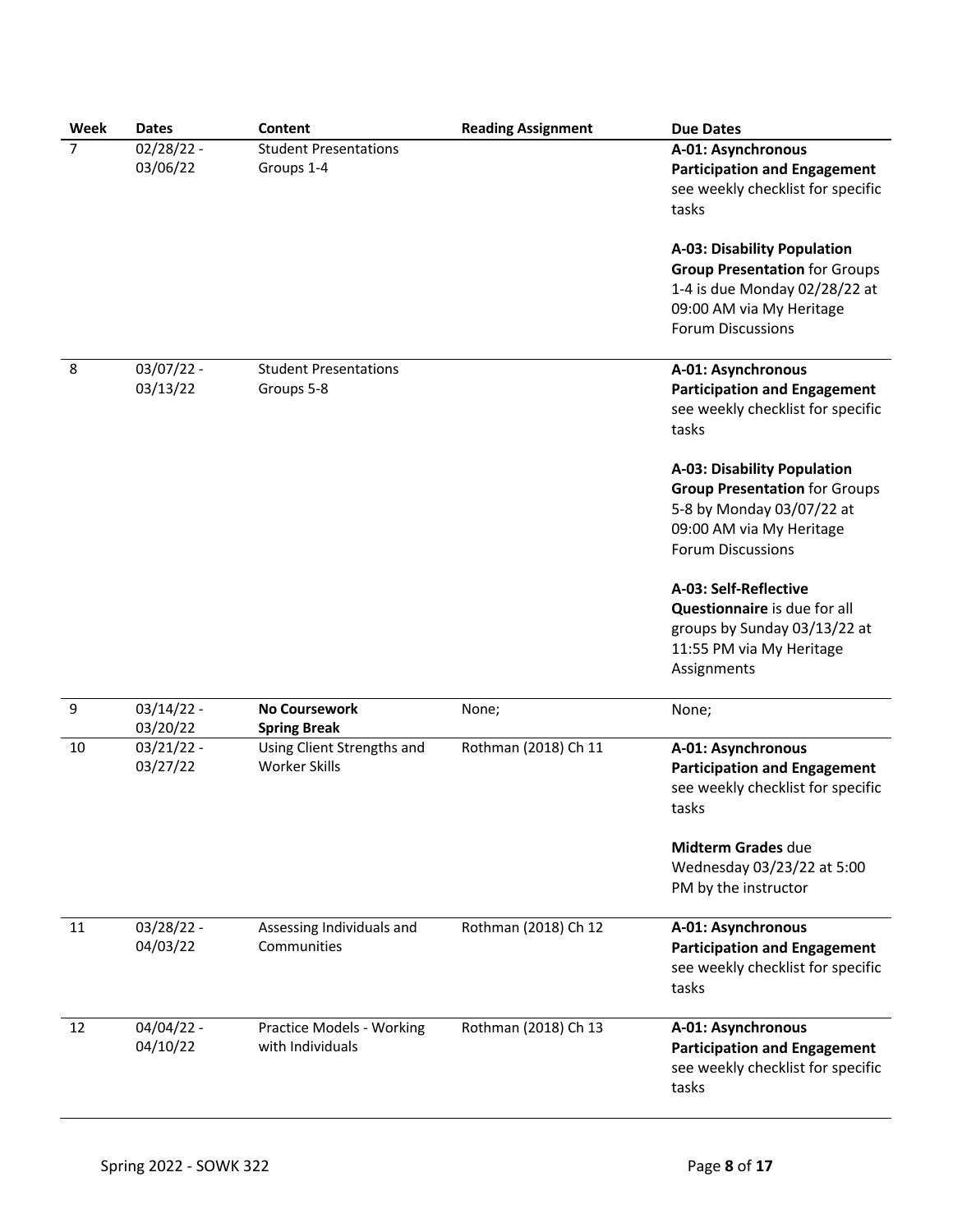| Week | Dates | Content | Reading Assignment | Due Dates |
|---|---|---|---|---|
| 7 | 02/28/22 - 03/06/22 | Student Presentations Groups 1-4 | | **A-01: Asynchronous Participation and Engagement** see weekly checklist for specific tasks<br><br>**A-03: Disability Population Group Presentation** for Groups 1-4 is due Monday 02/28/22 at 09:00 AM via My Heritage Forum Discussions |
| 8 | 03/07/22 - 03/13/22 | Student Presentations Groups 5-8 | | **A-01: Asynchronous Participation and Engagement** see weekly checklist for specific tasks<br><br>**A-03: Disability Population Group Presentation** for Groups 5-8 by Monday 03/07/22 at 09:00 AM via My Heritage Forum Discussions<br><br>**A-03: Self-Reflective Questionnaire** is due for all groups by Sunday 03/13/22 at 11:55 PM via My Heritage Assignments |
| 9 | 03/14/22 - 03/20/22 | **No Coursework Spring Break** | None; | None; |
| 10 | 03/21/22 - 03/27/22 | Using Client Strengths and Worker Skills | Rothman (2018) Ch 11 | **A-01: Asynchronous Participation and Engagement** see weekly checklist for specific tasks<br><br>**Midterm Grades** due Wednesday 03/23/22 at 5:00 PM by the instructor |
| 11 | 03/28/22 - 04/03/22 | Assessing Individuals and Communities | Rothman (2018) Ch 12 | **A-01: Asynchronous Participation and Engagement** see weekly checklist for specific tasks |
| 12 | 04/04/22 - 04/10/22 | Practice Models - Working with Individuals | Rothman (2018) Ch 13 | **A-01: Asynchronous Participation and Engagement** see weekly checklist for specific tasks |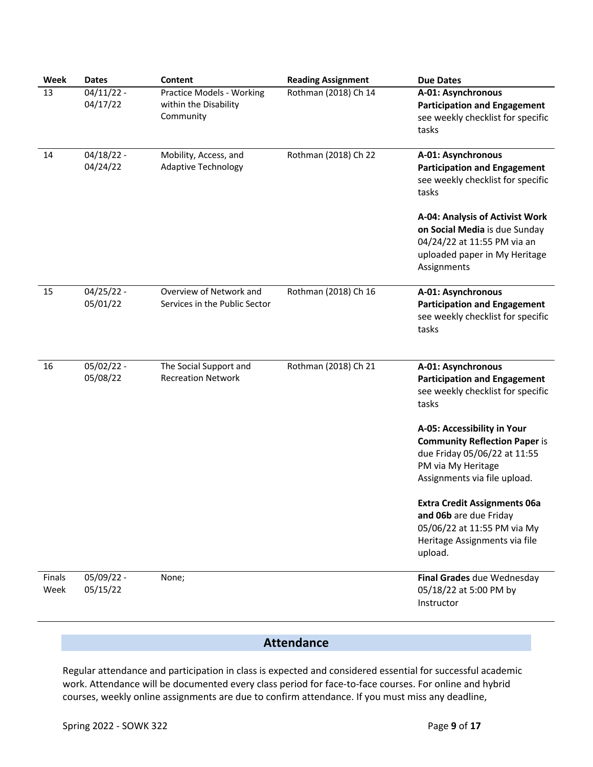| Week | Dates | Content | Reading Assignment | Due Dates |
|---|---|---|---|---|
| 13 | 04/11/22 - 04/17/22 | Practice Models - Working within the Disability Community | Rothman (2018) Ch 14 | **A-01: Asynchronous Participation and Engagement** see weekly checklist for specific tasks |
| 14 | 04/18/22 - 04/24/22 | Mobility, Access, and Adaptive Technology | Rothman (2018) Ch 22 | **A-01: Asynchronous Participation and Engagement** see weekly checklist for specific tasks<br><br>**A-04: Analysis of Activist Work on Social Media** is due Sunday 04/24/22 at 11:55 PM via an uploaded paper in My Heritage Assignments |
| 15 | 04/25/22 - 05/01/22 | Overview of Network and Services in the Public Sector | Rothman (2018) Ch 16 | **A-01: Asynchronous Participation and Engagement** see weekly checklist for specific tasks |
| 16 | 05/02/22 - 05/08/22 | The Social Support and Recreation Network | Rothman (2018) Ch 21 | **A-01: Asynchronous Participation and Engagement** see weekly checklist for specific tasks<br><br>**A-05: Accessibility in Your Community Reflection Paper** is due Friday 05/06/22 at 11:55 PM via My Heritage Assignments via file upload.<br><br>**Extra Credit Assignments 06a and 06b** are due Friday 05/06/22 at 11:55 PM via My Heritage Assignments via file upload. |
| Finals Week | 05/09/22 - 05/15/22 | None; | | **Final Grades** due Wednesday 05/18/22 at 5:00 PM by Instructor |

## Attendance

Regular attendance and participation in class is expected and considered essential for successful academic work. Attendance will be documented every class period for face-to-face courses. For online and hybrid courses, weekly online assignments are due to confirm attendance. If you must miss any deadline,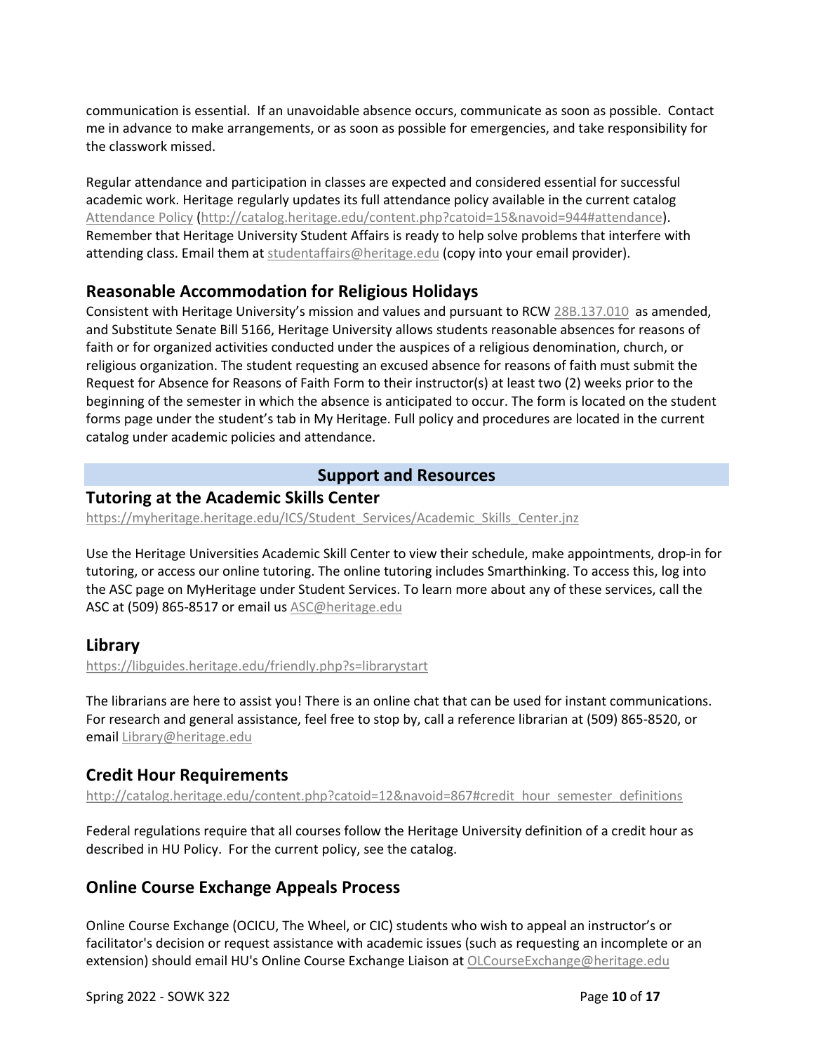communication is essential. If an unavoidable absence occurs, communicate as soon as possible. Contact me in advance to make arrangements, or as soon as possible for emergencies, and take responsibility for the classwork missed.

Regular attendance and participation in classes are expected and considered essential for successful academic work. Heritage regularly updates its full attendance policy available in the current catalog Attendance Policy (http://catalog.heritage.edu/content.php?catoid=15&navoid=944#attendance). Remember that Heritage University Student Affairs is ready to help solve problems that interfere with attending class. Email them at studentaffairs@heritage.edu (copy into your email provider).

## Reasonable Accommodation for Religious Holidays

Consistent with Heritage University's mission and values and pursuant to RCW 28B.137.010 as amended, and Substitute Senate Bill 5166, Heritage University allows students reasonable absences for reasons of faith or for organized activities conducted under the auspices of a religious denomination, church, or religious organization. The student requesting an excused absence for reasons of faith must submit the Request for Absence for Reasons of Faith Form to their instructor(s) at least two (2) weeks prior to the beginning of the semester in which the absence is anticipated to occur. The form is located on the student forms page under the student's tab in My Heritage. Full policy and procedures are located in the current catalog under academic policies and attendance.

# Support and Resources

## Tutoring at the Academic Skills Center

https://myheritage.heritage.edu/ICS/Student_Services/Academic_Skills_Center.jnz

Use the Heritage Universities Academic Skill Center to view their schedule, make appointments, drop-in for tutoring, or access our online tutoring. The online tutoring includes Smarthinking. To access this, log into the ASC page on MyHeritage under Student Services. To learn more about any of these services, call the ASC at (509) 865-8517 or email us ASC@heritage.edu

## Library

https://libguides.heritage.edu/friendly.php?s=librarystart

The librarians are here to assist you! There is an online chat that can be used for instant communications. For research and general assistance, feel free to stop by, call a reference librarian at (509) 865-8520, or email Library@heritage.edu

## Credit Hour Requirements

http://catalog.heritage.edu/content.php?catoid=12&navoid=867#credit_hour_semester_definitions

Federal regulations require that all courses follow the Heritage University definition of a credit hour as described in HU Policy. For the current policy, see the catalog.

## Online Course Exchange Appeals Process

Online Course Exchange (OCICU, The Wheel, or CIC) students who wish to appeal an instructor's or facilitator's decision or request assistance with academic issues (such as requesting an incomplete or an extension) should email HU's Online Course Exchange Liaison at OLCourseExchange@heritage.edu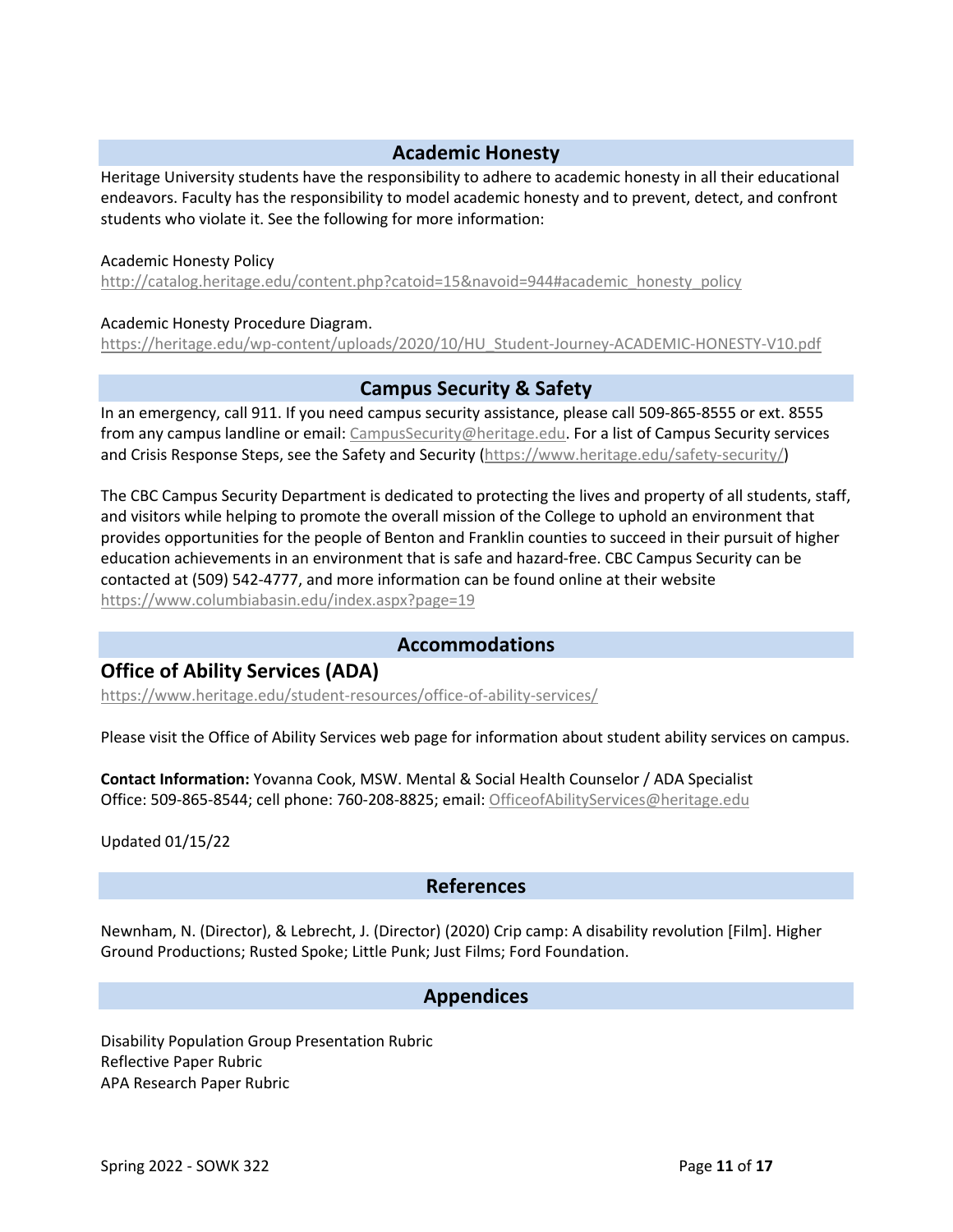## Academic Honesty

Heritage University students have the responsibility to adhere to academic honesty in all their educational endeavors. Faculty has the responsibility to model academic honesty and to prevent, detect, and confront students who violate it. See the following for more information:

Academic Honesty Policy
http://catalog.heritage.edu/content.php?catoid=15&navoid=944#academic_honesty_policy

Academic Honesty Procedure Diagram.
https://heritage.edu/wp-content/uploads/2020/10/HU_Student-Journey-ACADEMIC-HONESTY-V10.pdf

## Campus Security & Safety

In an emergency, call 911. If you need campus security assistance, please call 509-865-8555 or ext. 8555 from any campus landline or email: CampusSecurity@heritage.edu. For a list of Campus Security services and Crisis Response Steps, see the Safety and Security (https://www.heritage.edu/safety-security/)

The CBC Campus Security Department is dedicated to protecting the lives and property of all students, staff, and visitors while helping to promote the overall mission of the College to uphold an environment that provides opportunities for the people of Benton and Franklin counties to succeed in their pursuit of higher education achievements in an environment that is safe and hazard-free. CBC Campus Security can be contacted at (509) 542-4777, and more information can be found online at their website https://www.columbiabasin.edu/index.aspx?page=19

## Accommodations

### Office of Ability Services (ADA)

https://www.heritage.edu/student-resources/office-of-ability-services/

Please visit the Office of Ability Services web page for information about student ability services on campus.

**Contact Information:** Yovanna Cook, MSW. Mental & Social Health Counselor / ADA Specialist
Office: 509-865-8544; cell phone: 760-208-8825; email: OfficeofAbilityServices@heritage.edu

Updated 01/15/22

## References

Newnham, N. (Director), & Lebrecht, J. (Director) (2020) Crip camp: A disability revolution [Film]. Higher Ground Productions; Rusted Spoke; Little Punk; Just Films; Ford Foundation.

## Appendices

Disability Population Group Presentation Rubric
Reflective Paper Rubric
APA Research Paper Rubric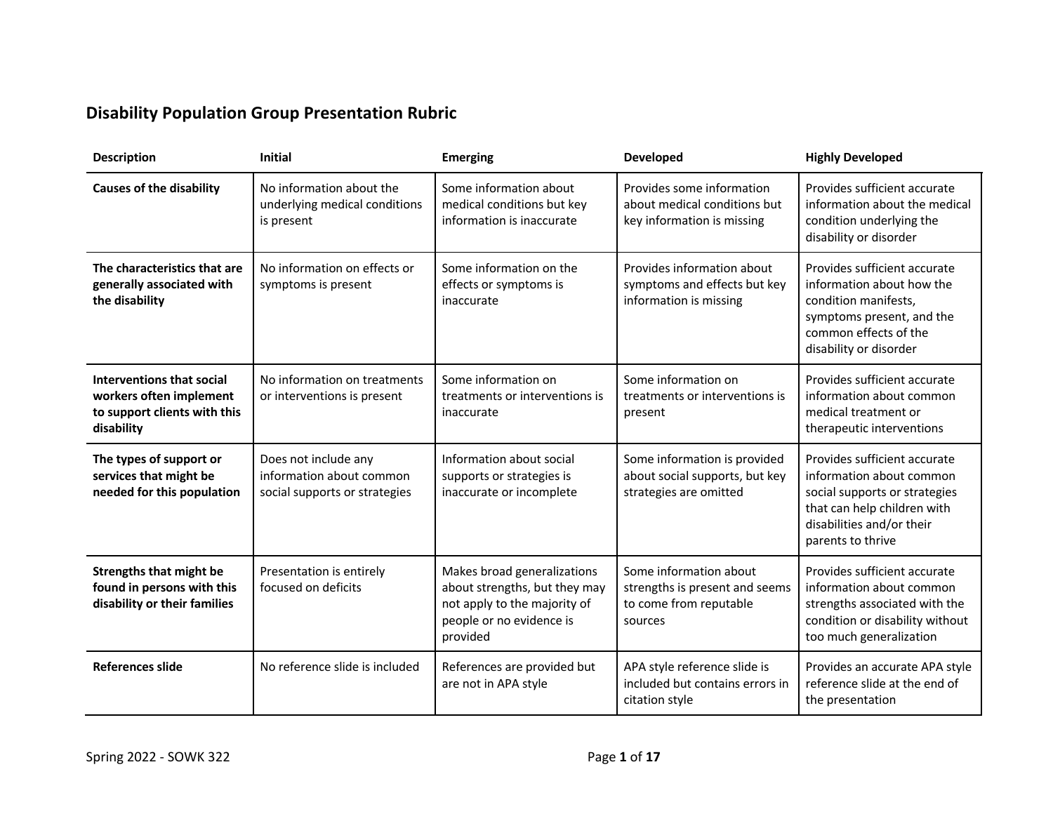## Disability Population Group Presentation Rubric

| Description | Initial | Emerging | Developed | Highly Developed |
|---|---|---|---|---|
| **Causes of the disability** | No information about the underlying medical conditions is present | Some information about medical conditions but key information is inaccurate | Provides some information about medical conditions but key information is missing | Provides sufficient accurate information about the medical condition underlying the disability or disorder |
| **The characteristics that are generally associated with the disability** | No information on effects or symptoms is present | Some information on the effects or symptoms is inaccurate | Provides information about symptoms and effects but key information is missing | Provides sufficient accurate information about how the condition manifests, symptoms present, and the common effects of the disability or disorder |
| **Interventions that social workers often implement to support clients with this disability** | No information on treatments or interventions is present | Some information on treatments or interventions is inaccurate | Some information on treatments or interventions is present | Provides sufficient accurate information about common medical treatment or therapeutic interventions |
| **The types of support or services that might be needed for this population** | Does not include any information about common social supports or strategies | Information about social supports or strategies is inaccurate or incomplete | Some information is provided about social supports, but key strategies are omitted | Provides sufficient accurate information about common social supports or strategies that can help children with disabilities and/or their parents to thrive |
| **Strengths that might be found in persons with this disability or their families** | Presentation is entirely focused on deficits | Makes broad generalizations about strengths, but they may not apply to the majority of people or no evidence is provided | Some information about strengths is present and seems to come from reputable sources | Provides sufficient accurate information about common strengths associated with the condition or disability without too much generalization |
| **References slide** | No reference slide is included | References are provided but are not in APA style | APA style reference slide is included but contains errors in citation style | Provides an accurate APA style reference slide at the end of the presentation |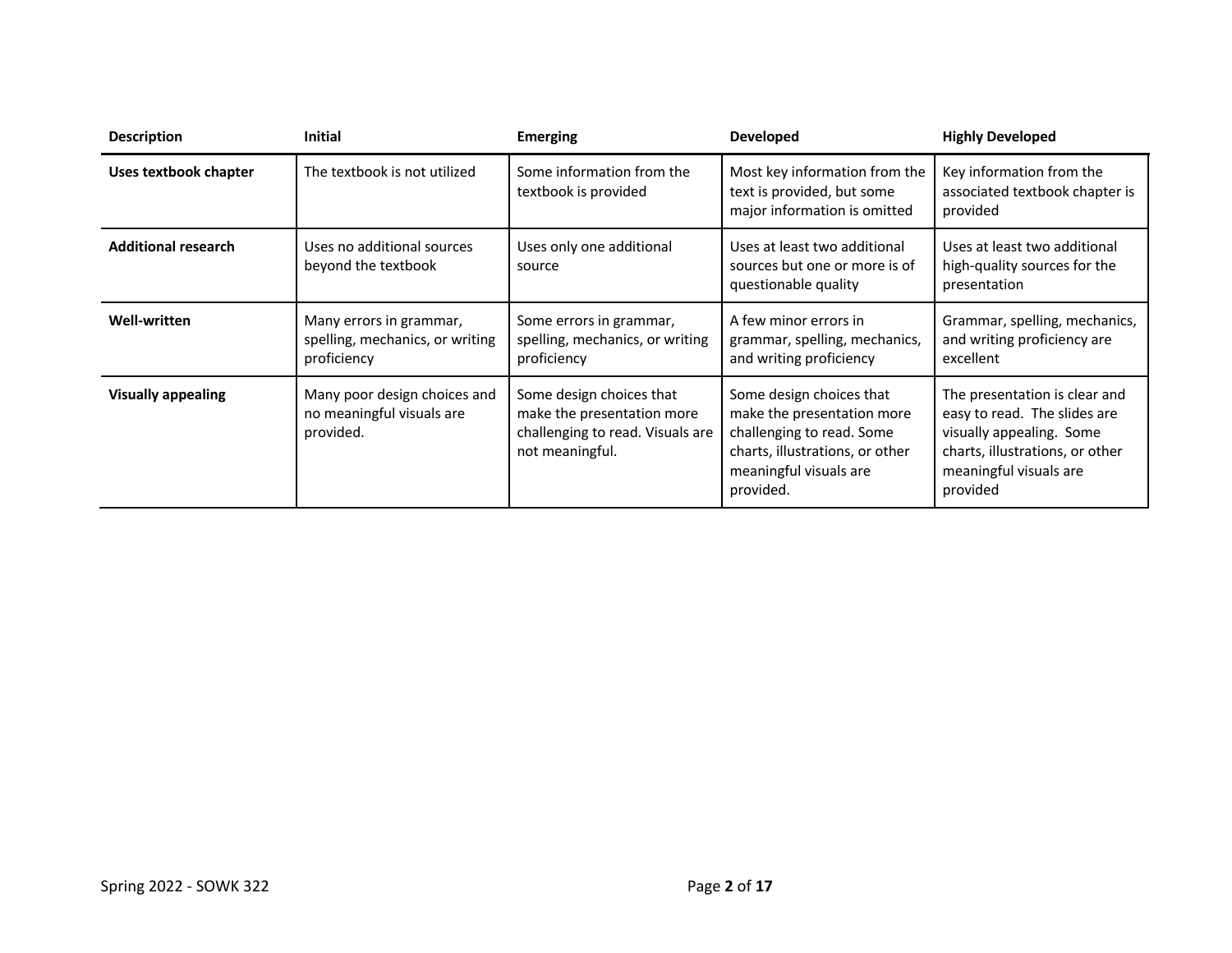| Description | Initial | Emerging | Developed | Highly Developed |
|---|---|---|---|---|
| **Uses textbook chapter** | The textbook is not utilized | Some information from the textbook is provided | Most key information from the text is provided, but some major information is omitted | Key information from the associated textbook chapter is provided |
| **Additional research** | Uses no additional sources beyond the textbook | Uses only one additional source | Uses at least two additional sources but one or more is of questionable quality | Uses at least two additional high-quality sources for the presentation |
| **Well-written** | Many errors in grammar, spelling, mechanics, or writing proficiency | Some errors in grammar, spelling, mechanics, or writing proficiency | A few minor errors in grammar, spelling, mechanics, and writing proficiency | Grammar, spelling, mechanics, and writing proficiency are excellent |
| **Visually appealing** | Many poor design choices and no meaningful visuals are provided. | Some design choices that make the presentation more challenging to read. Visuals are not meaningful. | Some design choices that make the presentation more challenging to read. Some charts, illustrations, or other meaningful visuals are provided. | The presentation is clear and easy to read. The slides are visually appealing. Some charts, illustrations, or other meaningful visuals are provided |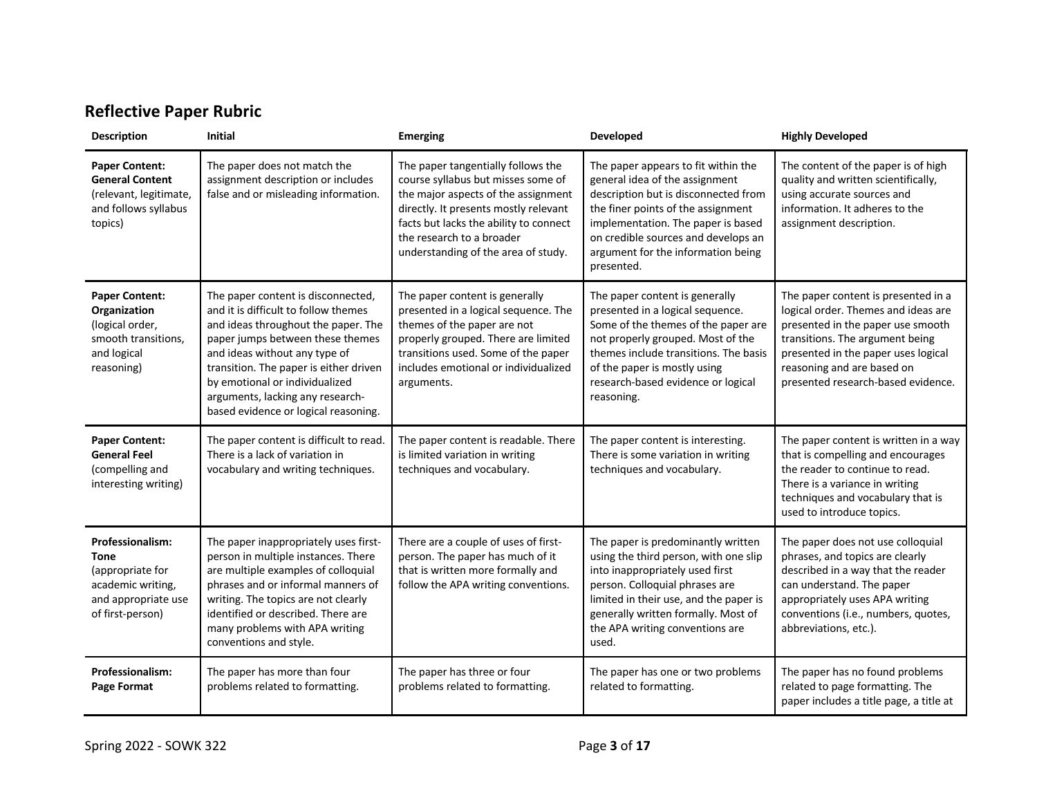## Reflective Paper Rubric

| Description | Initial | Emerging | Developed | Highly Developed |
|---|---|---|---|---|
| **Paper Content: General Content** (relevant, legitimate, and follows syllabus topics) | The paper does not match the assignment description or includes false and or misleading information. | The paper tangentially follows the course syllabus but misses some of the major aspects of the assignment directly. It presents mostly relevant facts but lacks the ability to connect the research to a broader understanding of the area of study. | The paper appears to fit within the general idea of the assignment description but is disconnected from the finer points of the assignment implementation. The paper is based on credible sources and develops an argument for the information being presented. | The content of the paper is of high quality and written scientifically, using accurate sources and information. It adheres to the assignment description. |
| **Paper Content: Organization** (logical order, smooth transitions, and logical reasoning) | The paper content is disconnected, and it is difficult to follow themes and ideas throughout the paper. The paper jumps between these themes and ideas without any type of transition. The paper is either driven by emotional or individualized arguments, lacking any research-based evidence or logical reasoning. | The paper content is generally presented in a logical sequence. The themes of the paper are not properly grouped. There are limited transitions used. Some of the paper includes emotional or individualized arguments. | The paper content is generally presented in a logical sequence. Some of the themes of the paper are not properly grouped. Most of the themes include transitions. The basis of the paper is mostly using research-based evidence or logical reasoning. | The paper content is presented in a logical order. Themes and ideas are presented in the paper use smooth transitions. The argument being presented in the paper uses logical reasoning and are based on presented research-based evidence. |
| **Paper Content: General Feel** (compelling and interesting writing) | The paper content is difficult to read. There is a lack of variation in vocabulary and writing techniques. | The paper content is readable. There is limited variation in writing techniques and vocabulary. | The paper content is interesting. There is some variation in writing techniques and vocabulary. | The paper content is written in a way that is compelling and encourages the reader to continue to read. There is a variance in writing techniques and vocabulary that is used to introduce topics. |
| **Professionalism: Tone** (appropriate for academic writing, and appropriate use of first-person) | The paper inappropriately uses first-person in multiple instances. There are multiple examples of colloquial phrases and or informal manners of writing. The topics are not clearly identified or described. There are many problems with APA writing conventions and style. | There are a couple of uses of first-person. The paper has much of it that is written more formally and follow the APA writing conventions. | The paper is predominantly written using the third person, with one slip into inappropriately used first person. Colloquial phrases are limited in their use, and the paper is generally written formally. Most of the APA writing conventions are used. | The paper does not use colloquial phrases, and topics are clearly described in a way that the reader can understand. The paper appropriately uses APA writing conventions (i.e., numbers, quotes, abbreviations, etc.). |
| **Professionalism: Page Format** | The paper has more than four problems related to formatting. | The paper has three or four problems related to formatting. | The paper has one or two problems related to formatting. | The paper has no found problems related to page formatting. The paper includes a title page, a title at |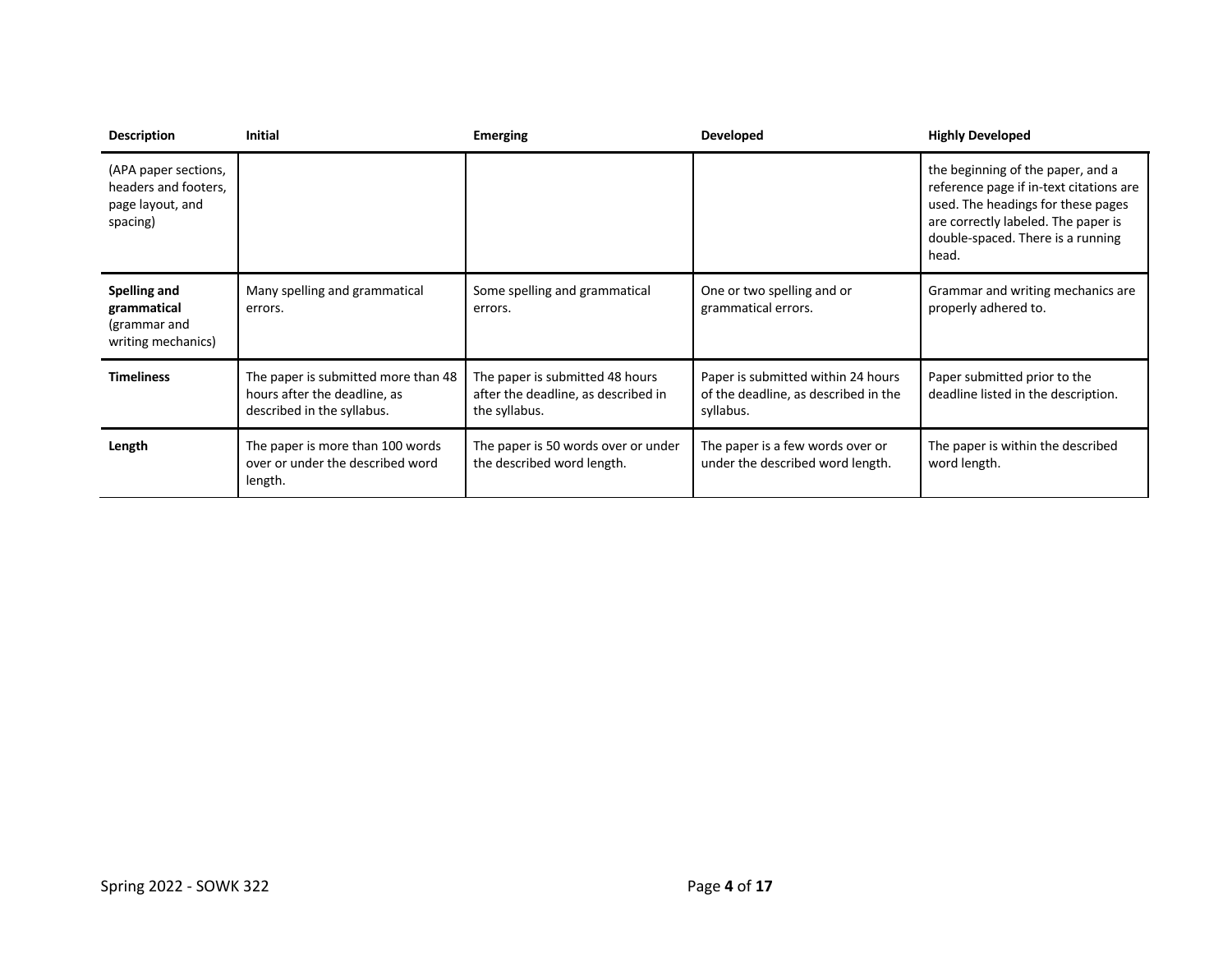| Description | Initial | Emerging | Developed | Highly Developed |
|---|---|---|---|---|
| (APA paper sections, headers and footers, page layout, and spacing) | | | | the beginning of the paper, and a reference page if in-text citations are used. The headings for these pages are correctly labeled. The paper is double-spaced. There is a running head. |
| **Spelling and grammatical** (grammar and writing mechanics) | Many spelling and grammatical errors. | Some spelling and grammatical errors. | One or two spelling and or grammatical errors. | Grammar and writing mechanics are properly adhered to. |
| **Timeliness** | The paper is submitted more than 48 hours after the deadline, as described in the syllabus. | The paper is submitted 48 hours after the deadline, as described in the syllabus. | Paper is submitted within 24 hours of the deadline, as described in the syllabus. | Paper submitted prior to the deadline listed in the description. |
| **Length** | The paper is more than 100 words over or under the described word length. | The paper is 50 words over or under the described word length. | The paper is a few words over or under the described word length. | The paper is within the described word length. |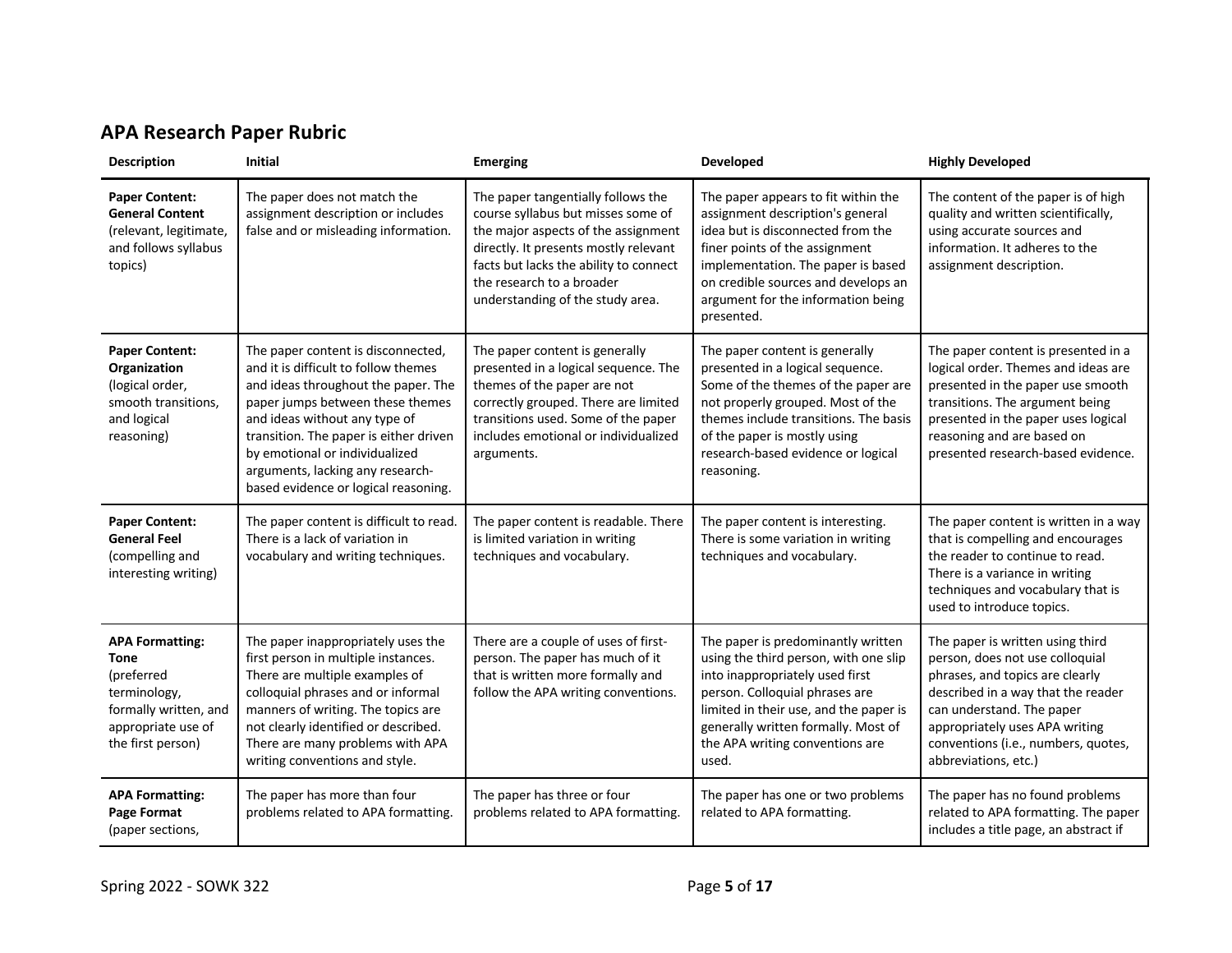## APA Research Paper Rubric

| Description | Initial | Emerging | Developed | Highly Developed |
|---|---|---|---|---|
| **Paper Content: General Content** (relevant, legitimate, and follows syllabus topics) | The paper does not match the assignment description or includes false and or misleading information. | The paper tangentially follows the course syllabus but misses some of the major aspects of the assignment directly. It presents mostly relevant facts but lacks the ability to connect the research to a broader understanding of the study area. | The paper appears to fit within the assignment description's general idea but is disconnected from the finer points of the assignment implementation. The paper is based on credible sources and develops an argument for the information being presented. | The content of the paper is of high quality and written scientifically, using accurate sources and information. It adheres to the assignment description. |
| **Paper Content: Organization** (logical order, smooth transitions, and logical reasoning) | The paper content is disconnected, and it is difficult to follow themes and ideas throughout the paper. The paper jumps between these themes and ideas without any type of transition. The paper is either driven by emotional or individualized arguments, lacking any research-based evidence or logical reasoning. | The paper content is generally presented in a logical sequence. The themes of the paper are not correctly grouped. There are limited transitions used. Some of the paper includes emotional or individualized arguments. | The paper content is generally presented in a logical sequence. Some of the themes of the paper are not properly grouped. Most of the themes include transitions. The basis of the paper is mostly using research-based evidence or logical reasoning. | The paper content is presented in a logical order. Themes and ideas are presented in the paper use smooth transitions. The argument being presented in the paper uses logical reasoning and are based on presented research-based evidence. |
| **Paper Content: General Feel** (compelling and interesting writing) | The paper content is difficult to read. There is a lack of variation in vocabulary and writing techniques. | The paper content is readable. There is limited variation in writing techniques and vocabulary. | The paper content is interesting. There is some variation in writing techniques and vocabulary. | The paper content is written in a way that is compelling and encourages the reader to continue to read. There is a variance in writing techniques and vocabulary that is used to introduce topics. |
| **APA Formatting: Tone** (preferred terminology, formally written, and appropriate use of the first person) | The paper inappropriately uses the first person in multiple instances. There are multiple examples of colloquial phrases and or informal manners of writing. The topics are not clearly identified or described. There are many problems with APA writing conventions and style. | There are a couple of uses of first-person. The paper has much of it that is written more formally and follow the APA writing conventions. | The paper is predominantly written using the third person, with one slip into inappropriately used first person. Colloquial phrases are limited in their use, and the paper is generally written formally. Most of the APA writing conventions are used. | The paper is written using third person, does not use colloquial phrases, and topics are clearly described in a way that the reader can understand. The paper appropriately uses APA writing conventions (i.e., numbers, quotes, abbreviations, etc.) |
| **APA Formatting: Page Format** (paper sections, | The paper has more than four problems related to APA formatting. | The paper has three or four problems related to APA formatting. | The paper has one or two problems related to APA formatting. | The paper has no found problems related to APA formatting. The paper includes a title page, an abstract if |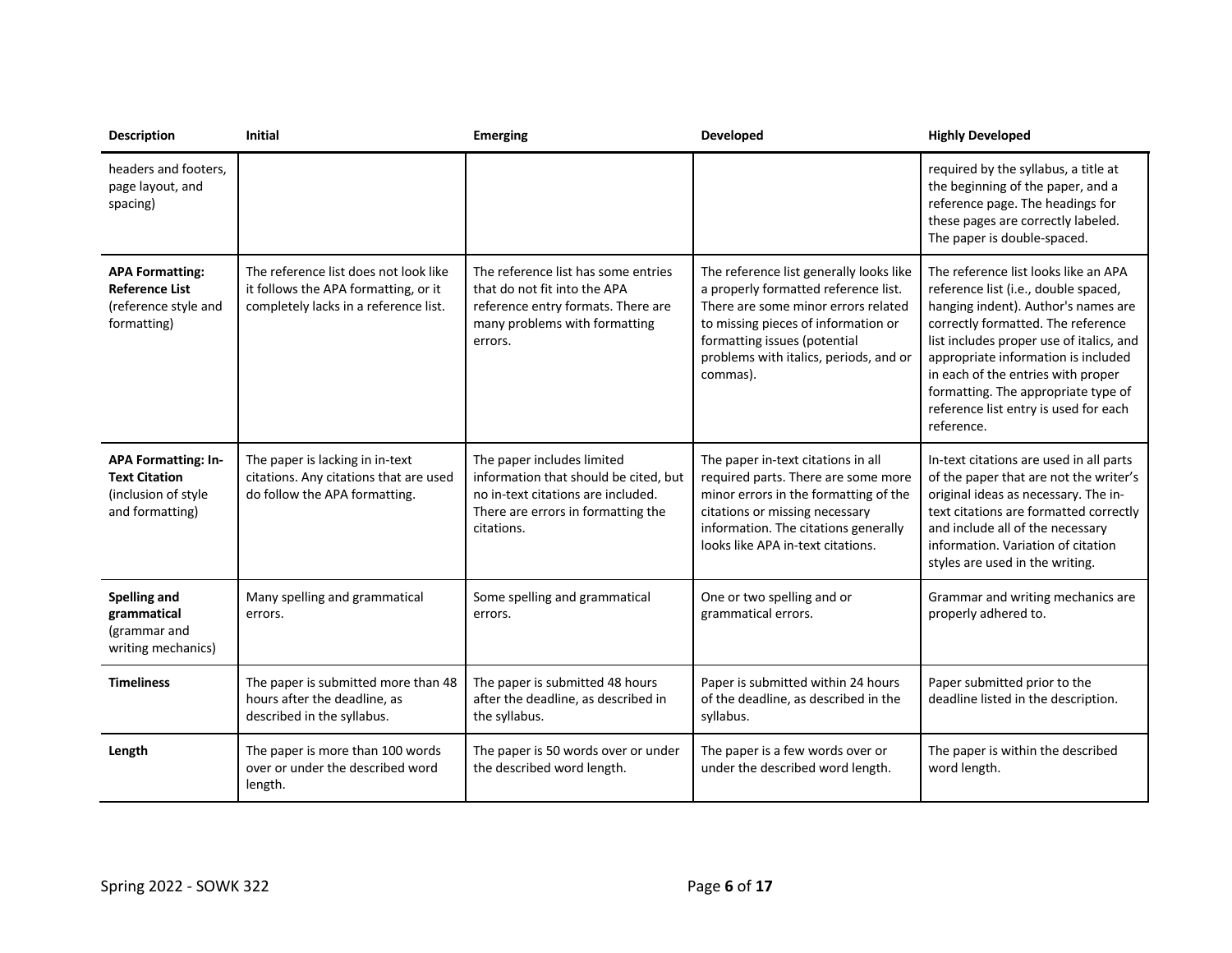| Description | Initial | Emerging | Developed | Highly Developed |
|---|---|---|---|---|
| headers and footers, page layout, and spacing) | | | | required by the syllabus, a title at the beginning of the paper, and a reference page. The headings for these pages are correctly labeled. The paper is double-spaced. |
| **APA Formatting: Reference List** (reference style and formatting) | The reference list does not look like it follows the APA formatting, or it completely lacks in a reference list. | The reference list has some entries that do not fit into the APA reference entry formats. There are many problems with formatting errors. | The reference list generally looks like a properly formatted reference list. There are some minor errors related to missing pieces of information or formatting issues (potential problems with italics, periods, and or commas). | The reference list looks like an APA reference list (i.e., double spaced, hanging indent). Author's names are correctly formatted. The reference list includes proper use of italics, and appropriate information is included in each of the entries with proper formatting. The appropriate type of reference list entry is used for each reference. |
| **APA Formatting: In-Text Citation** (inclusion of style and formatting) | The paper is lacking in in-text citations. Any citations that are used do follow the APA formatting. | The paper includes limited information that should be cited, but no in-text citations are included. There are errors in formatting the citations. | The paper in-text citations in all required parts. There are some more minor errors in the formatting of the citations or missing necessary information. The citations generally looks like APA in-text citations. | In-text citations are used in all parts of the paper that are not the writer's original ideas as necessary. The in-text citations are formatted correctly and include all of the necessary information. Variation of citation styles are used in the writing. |
| **Spelling and grammatical** (grammar and writing mechanics) | Many spelling and grammatical errors. | Some spelling and grammatical errors. | One or two spelling and or grammatical errors. | Grammar and writing mechanics are properly adhered to. |
| **Timeliness** | The paper is submitted more than 48 hours after the deadline, as described in the syllabus. | The paper is submitted 48 hours after the deadline, as described in the syllabus. | Paper is submitted within 24 hours of the deadline, as described in the syllabus. | Paper submitted prior to the deadline listed in the description. |
| **Length** | The paper is more than 100 words over or under the described word length. | The paper is 50 words over or under the described word length. | The paper is a few words over or under the described word length. | The paper is within the described word length. |